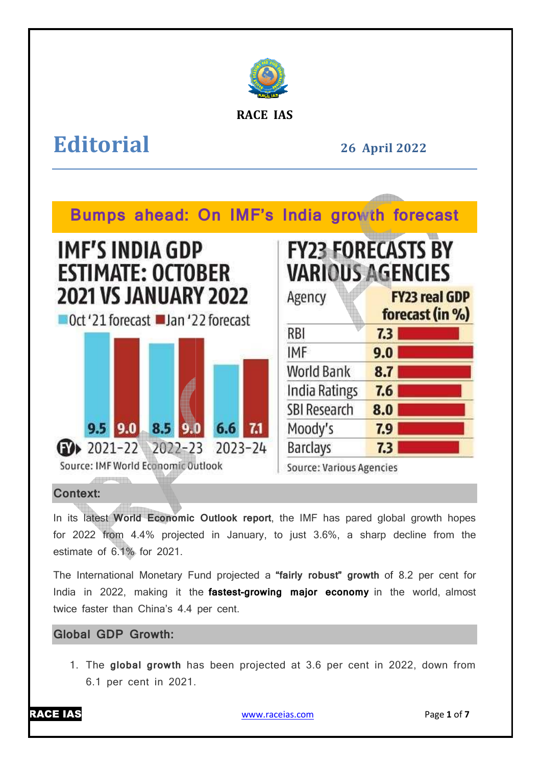RACE IAS

# Editorial

26 April 2022

## Bumps ahead: On IMF's India growth forecast

**IMF'S INDIA GDP ESTIMATE: OCTOBER 2021 VS JANUARY 2022**

| FY | Oct '21 forecast | Jan '22 forecast |
| --- | --- | --- |
| 2021-22 | 9.5 | 9.0 |
| 2022-23 | 8.5 | 9.0 |
| 2023-24 | 6.6 | 7.1 |

Source: IMF World Economic Outlook

**FY23 FORECASTS BY VARIOUS AGENCIES**

| Agency | FY23 real GDP forecast (in %) |
| --- | --- |
| RBI | 7.3 |
| IMF | 9.0 |
| World Bank | 8.7 |
| India Ratings | 7.6 |
| SBI Research | 8.0 |
| Moody's | 7.9 |
| Barclays | 7.3 |

Source: Various Agencies

### Context:

In its latest **World Economic Outlook report**, the IMF has pared global growth hopes for 2022 from 4.4% projected in January, to just 3.6%, a sharp decline from the estimate of 6.1% for 2021.

The International Monetary Fund projected a **"fairly robust" growth** of 8.2 per cent for India in 2022, making it the **fastest-growing major economy** in the world, almost twice faster than China's 4.4 per cent.

### Global GDP Growth:

1. The **global growth** has been projected at 3.6 per cent in 2022, down from 6.1 per cent in 2021.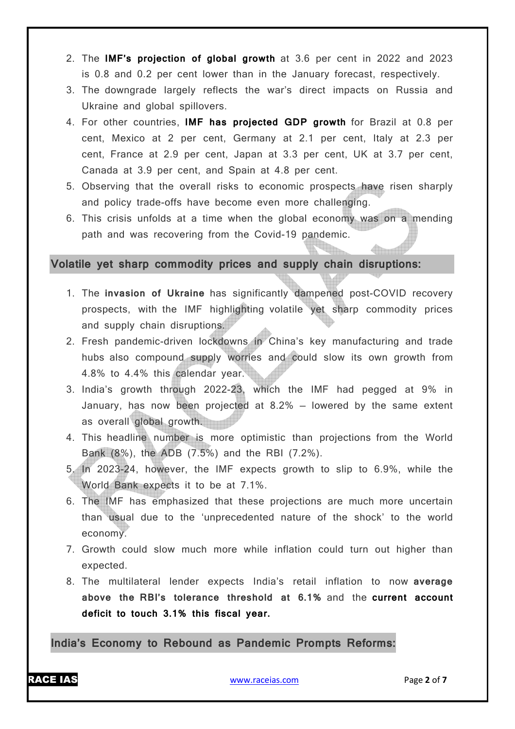2. The **IMF's projection of global growth** at 3.6 per cent in 2022 and 2023 is 0.8 and 0.2 per cent lower than in the January forecast, respectively.
3. The downgrade largely reflects the war's direct impacts on Russia and Ukraine and global spillovers.
4. For other countries, **IMF has projected GDP growth** for Brazil at 0.8 per cent, Mexico at 2 per cent, Germany at 2.1 per cent, Italy at 2.3 per cent, France at 2.9 per cent, Japan at 3.3 per cent, UK at 3.7 per cent, Canada at 3.9 per cent, and Spain at 4.8 per cent.
5. Observing that the overall risks to economic prospects have risen sharply and policy trade-offs have become even more challenging.
6. This crisis unfolds at a time when the global economy was on a mending path and was recovering from the Covid-19 pandemic.

## Volatile yet sharp commodity prices and supply chain disruptions:

1. The **invasion of Ukraine** has significantly dampened post-COVID recovery prospects, with the IMF highlighting volatile yet sharp commodity prices and supply chain disruptions.
2. Fresh pandemic-driven lockdowns in China's key manufacturing and trade hubs also compound supply worries and could slow its own growth from 4.8% to 4.4% this calendar year.
3. India's growth through 2022-23, which the IMF had pegged at 9% in January, has now been projected at 8.2% – lowered by the same extent as overall global growth.
4. This headline number is more optimistic than projections from the World Bank (8%), the ADB (7.5%) and the RBI (7.2%).
5. In 2023-24, however, the IMF expects growth to slip to 6.9%, while the World Bank expects it to be at 7.1%.
6. The IMF has emphasized that these projections are much more uncertain than usual due to the 'unprecedented nature of the shock' to the world economy.
7. Growth could slow much more while inflation could turn out higher than expected.
8. The multilateral lender expects India's retail inflation to now **average above the RBI's tolerance threshold at 6.1%** and the **current account deficit to touch 3.1% this fiscal year.**

## India's Economy to Rebound as Pandemic Prompts Reforms: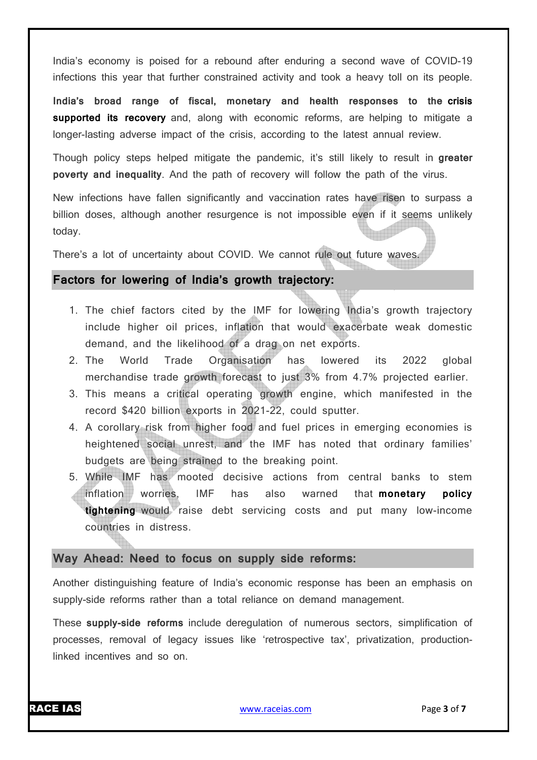India's economy is poised for a rebound after enduring a second wave of COVID-19 infections this year that further constrained activity and took a heavy toll on its people.

**India's broad range of fiscal, monetary and health responses to the crisis supported its recovery** and, along with economic reforms, are helping to mitigate a longer-lasting adverse impact of the crisis, according to the latest annual review.

Though policy steps helped mitigate the pandemic, it's still likely to result in **greater poverty and inequality**. And the path of recovery will follow the path of the virus.

New infections have fallen significantly and vaccination rates have risen to surpass a billion doses, although another resurgence is not impossible even if it seems unlikely today.

There's a lot of uncertainty about COVID. We cannot rule out future waves.

## Factors for lowering of India's growth trajectory:

1. The chief factors cited by the IMF for lowering India's growth trajectory include higher oil prices, inflation that would exacerbate weak domestic demand, and the likelihood of a drag on net exports.
2. The World Trade Organisation has lowered its 2022 global merchandise trade growth forecast to just 3% from 4.7% projected earlier.
3. This means a critical operating growth engine, which manifested in the record $420 billion exports in 2021-22, could sputter.
4. A corollary risk from higher food and fuel prices in emerging economies is heightened social unrest, and the IMF has noted that ordinary families' budgets are being strained to the breaking point.
5. While IMF has mooted decisive actions from central banks to stem inflation worries, IMF has also warned that **monetary policy tightening** would raise debt servicing costs and put many low-income countries in distress.

## Way Ahead: Need to focus on supply side reforms:

Another distinguishing feature of India's economic response has been an emphasis on supply-side reforms rather than a total reliance on demand management.

These **supply-side reforms** include deregulation of numerous sectors, simplification of processes, removal of legacy issues like 'retrospective tax', privatization, production-linked incentives and so on.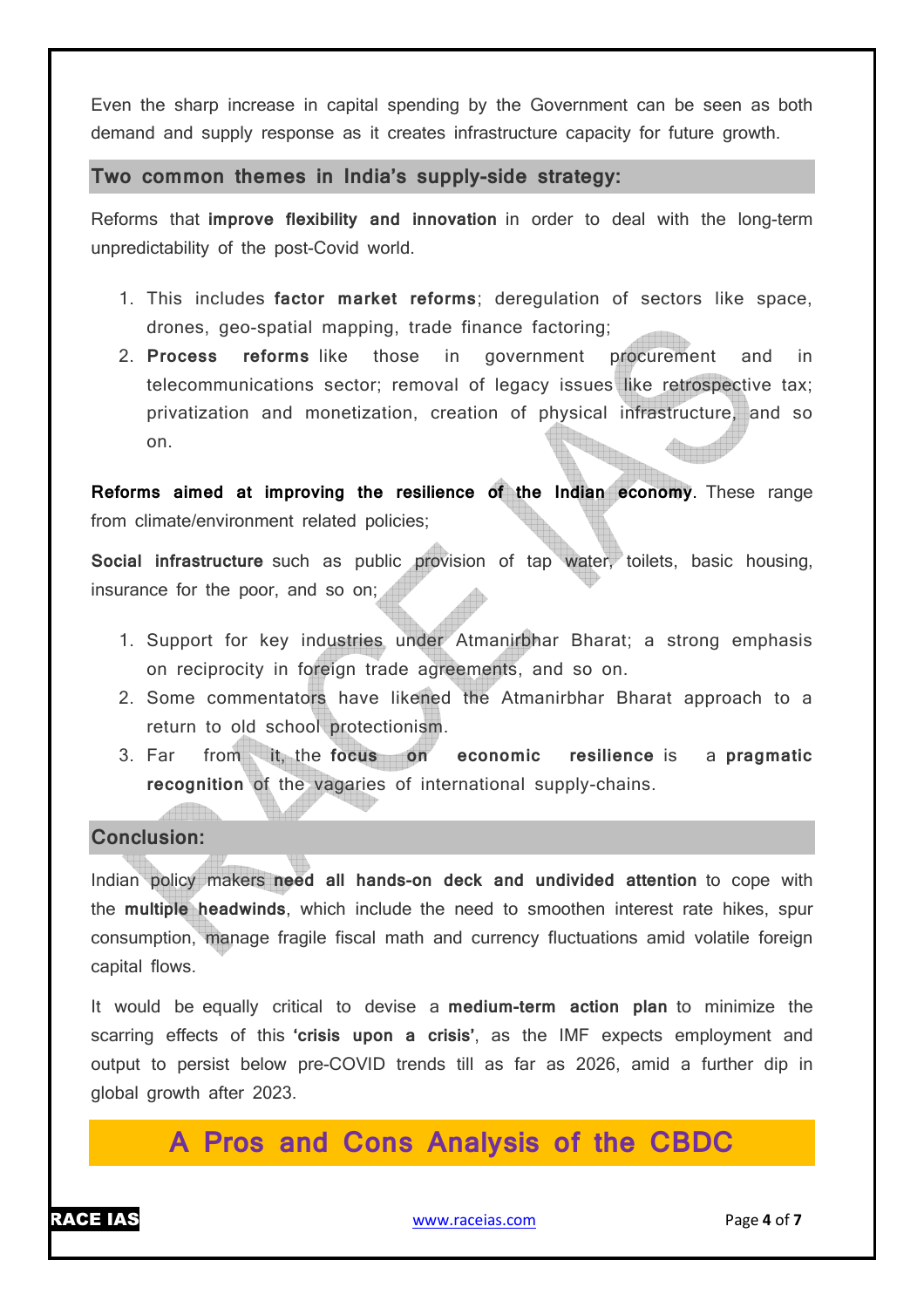Even the sharp increase in capital spending by the Government can be seen as both demand and supply response as it creates infrastructure capacity for future growth.

## Two common themes in India's supply-side strategy:

Reforms that **improve flexibility and innovation** in order to deal with the long-term unpredictability of the post-Covid world.

1. This includes **factor market reforms**; deregulation of sectors like space, drones, geo-spatial mapping, trade finance factoring;
2. **Process reforms** like those in government procurement and in telecommunications sector; removal of legacy issues like retrospective tax; privatization and monetization, creation of physical infrastructure, and so on.

**Reforms aimed at improving the resilience of the Indian economy**. These range from climate/environment related policies;

**Social infrastructure** such as public provision of tap water, toilets, basic housing, insurance for the poor, and so on;

1. Support for key industries under Atmanirbhar Bharat; a strong emphasis on reciprocity in foreign trade agreements, and so on.
2. Some commentators have likened the Atmanirbhar Bharat approach to a return to old school protectionism.
3. Far from it, the **focus on economic resilience** is a **pragmatic recognition** of the vagaries of international supply-chains.

## Conclusion:

Indian policy makers **need all hands-on deck and undivided attention** to cope with the **multiple headwinds**, which include the need to smoothen interest rate hikes, spur consumption, manage fragile fiscal math and currency fluctuations amid volatile foreign capital flows.

It would be equally critical to devise a **medium-term action plan** to minimize the scarring effects of this **'crisis upon a crisis'**, as the IMF expects employment and output to persist below pre-COVID trends till as far as 2026, amid a further dip in global growth after 2023.

# A Pros and Cons Analysis of the CBDC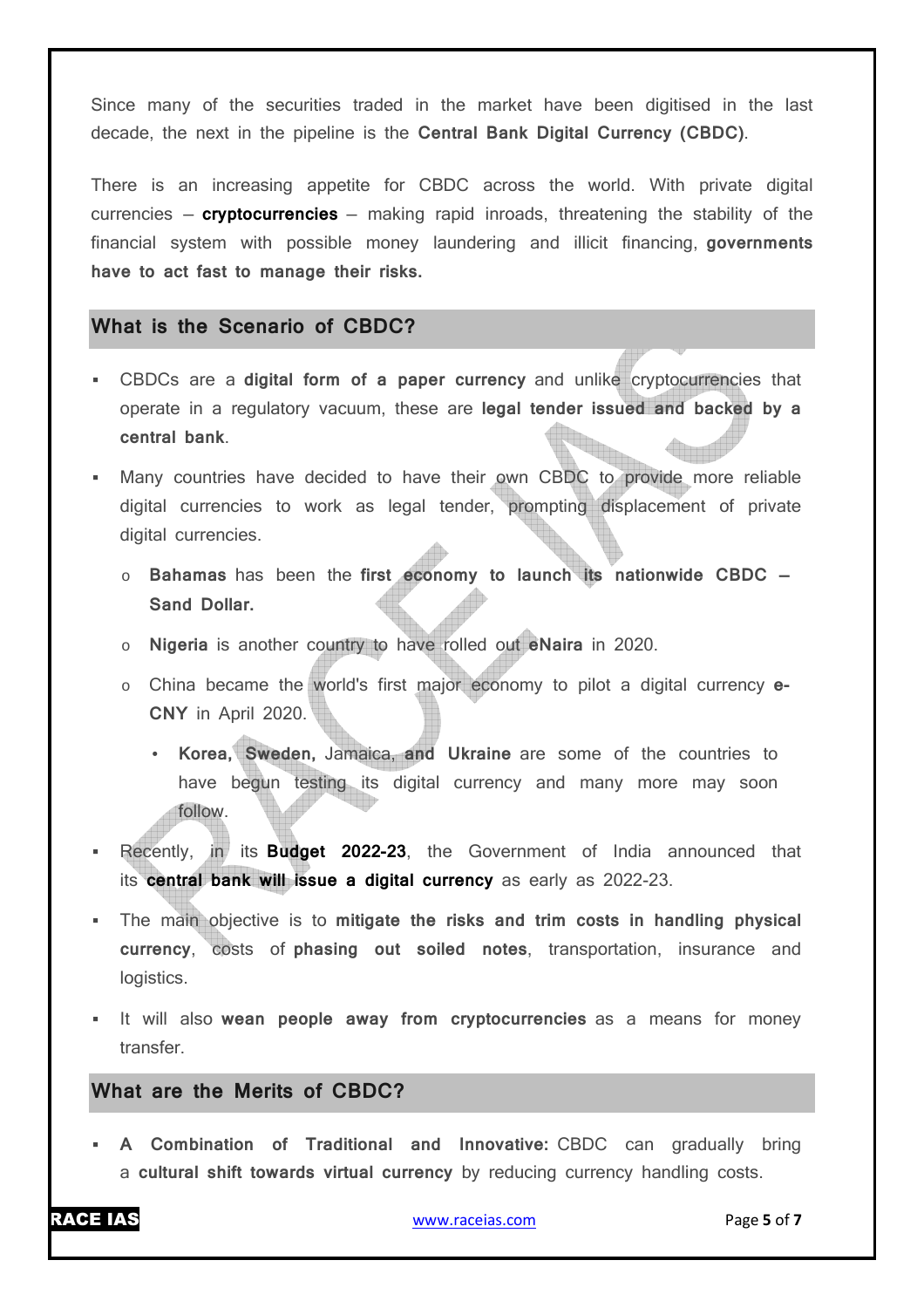Since many of the securities traded in the market have been digitised in the last decade, the next in the pipeline is the **Central Bank Digital Currency (CBDC)**.

There is an increasing appetite for CBDC across the world. With private digital currencies – **cryptocurrencies** – making rapid inroads, threatening the stability of the financial system with possible money laundering and illicit financing, **governments have to act fast to manage their risks.**

## What is the Scenario of CBDC?

- CBDCs are a **digital form of a paper currency** and unlike cryptocurrencies that operate in a regulatory vacuum, these are **legal tender issued and backed by a central bank**.
- Many countries have decided to have their own CBDC to provide more reliable digital currencies to work as legal tender, prompting displacement of private digital currencies.
    - **Bahamas** has been the **first economy to launch its nationwide CBDC – Sand Dollar.**
    - **Nigeria** is another country to have rolled out **eNaira** in 2020.
    - China became the world's first major economy to pilot a digital currency **e-CNY** in April 2020.
        - **Korea, Sweden,** Jamaica, **and Ukraine** are some of the countries to have begun testing its digital currency and many more may soon follow.
- Recently, in its **Budget 2022-23**, the Government of India announced that its **central bank will issue a digital currency** as early as 2022-23.
- The main objective is to **mitigate the risks and trim costs in handling physical currency**, costs of **phasing out soiled notes**, transportation, insurance and logistics.
- It will also **wean people away from cryptocurrencies** as a means for money transfer.

## What are the Merits of CBDC?

- **A Combination of Traditional and Innovative:** CBDC can gradually bring a **cultural shift towards virtual currency** by reducing currency handling costs.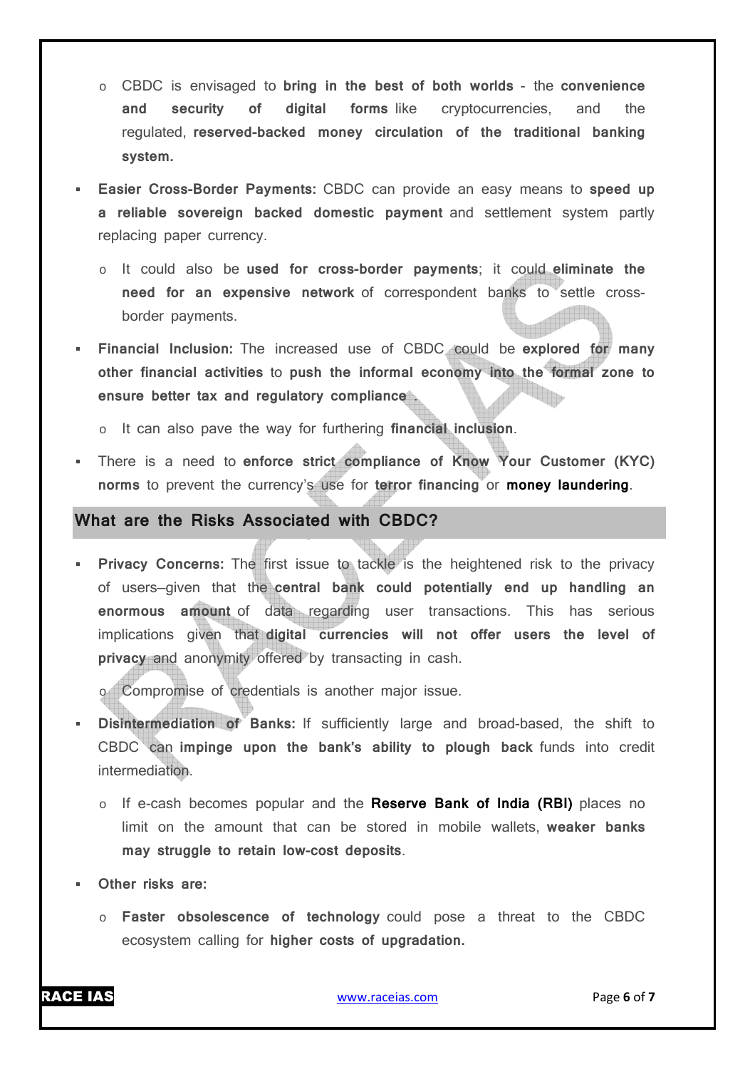- CBDC is envisaged to **bring in the best of both worlds** - the **convenience and security of digital forms** like cryptocurrencies, and the regulated, **reserved-backed money circulation of the traditional banking system.**

- **Easier Cross-Border Payments:** CBDC can provide an easy means to **speed up a reliable sovereign backed domestic payment** and settlement system partly replacing paper currency.
  - It could also be **used for cross-border payments**; it could **eliminate the need for an expensive network** of correspondent banks to settle cross-border payments.
- **Financial Inclusion:** The increased use of CBDC could be **explored for many other financial activities** to **push the informal economy into the formal zone to ensure better tax and regulatory compliance** .
  - It can also pave the way for furthering **financial inclusion**.
- There is a need to **enforce strict compliance of Know Your Customer (KYC) norms** to prevent the currency's use for **terror financing** or **money laundering**.

## What are the Risks Associated with CBDC?

- **Privacy Concerns:** The first issue to tackle is the heightened risk to the privacy of users–given that the **central bank could potentially end up handling an enormous amount** of data regarding user transactions. This has serious implications given that **digital currencies will not offer users the level of privacy** and anonymity offered by transacting in cash.
  - Compromise of credentials is another major issue.
- **Disintermediation of Banks:** If sufficiently large and broad-based, the shift to CBDC can **impinge upon the bank's ability to plough back** funds into credit intermediation.
  - If e-cash becomes popular and the **Reserve Bank of India (RBI)** places no limit on the amount that can be stored in mobile wallets, **weaker banks may struggle to retain low-cost deposits**.
- **Other risks are:**
  - **Faster obsolescence of technology** could pose a threat to the CBDC ecosystem calling for **higher costs of upgradation.**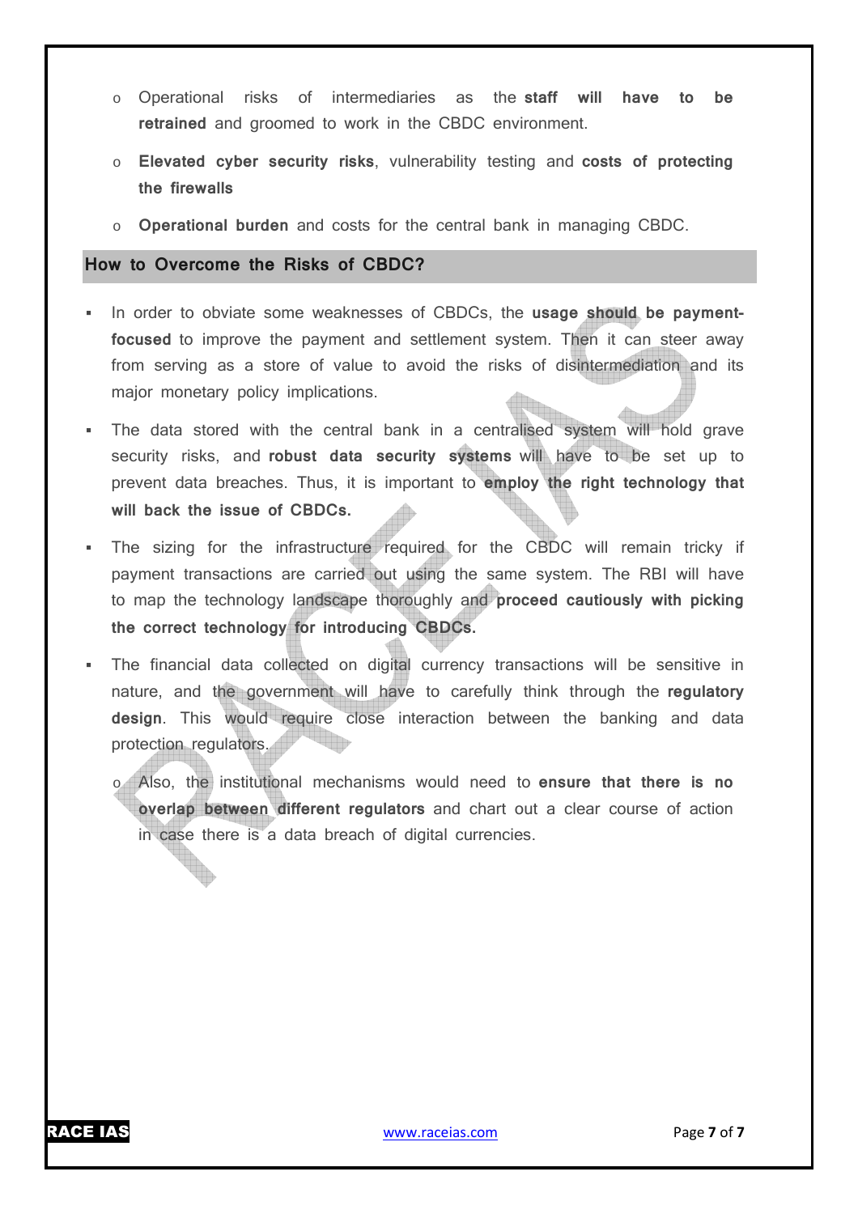- Operational risks of intermediaries as the **staff will have to be retrained** and groomed to work in the CBDC environment.
  - **Elevated cyber security risks**, vulnerability testing and **costs of protecting the firewalls**
  - **Operational burden** and costs for the central bank in managing CBDC.

## How to Overcome the Risks of CBDC?

- In order to obviate some weaknesses of CBDCs, the **usage should be payment-focused** to improve the payment and settlement system. Then it can steer away from serving as a store of value to avoid the risks of disintermediation and its major monetary policy implications.
- The data stored with the central bank in a centralised system will hold grave security risks, and **robust data security systems** will have to be set up to prevent data breaches. Thus, it is important to **employ the right technology that will back the issue of CBDCs.**
- The sizing for the infrastructure required for the CBDC will remain tricky if payment transactions are carried out using the same system. The RBI will have to map the technology landscape thoroughly and **proceed cautiously with picking the correct technology for introducing CBDCs.**
- The financial data collected on digital currency transactions will be sensitive in nature, and the government will have to carefully think through the **regulatory design**. This would require close interaction between the banking and data protection regulators.
  - Also, the institutional mechanisms would need to **ensure that there is no overlap between different regulators** and chart out a clear course of action in case there is a data breach of digital currencies.